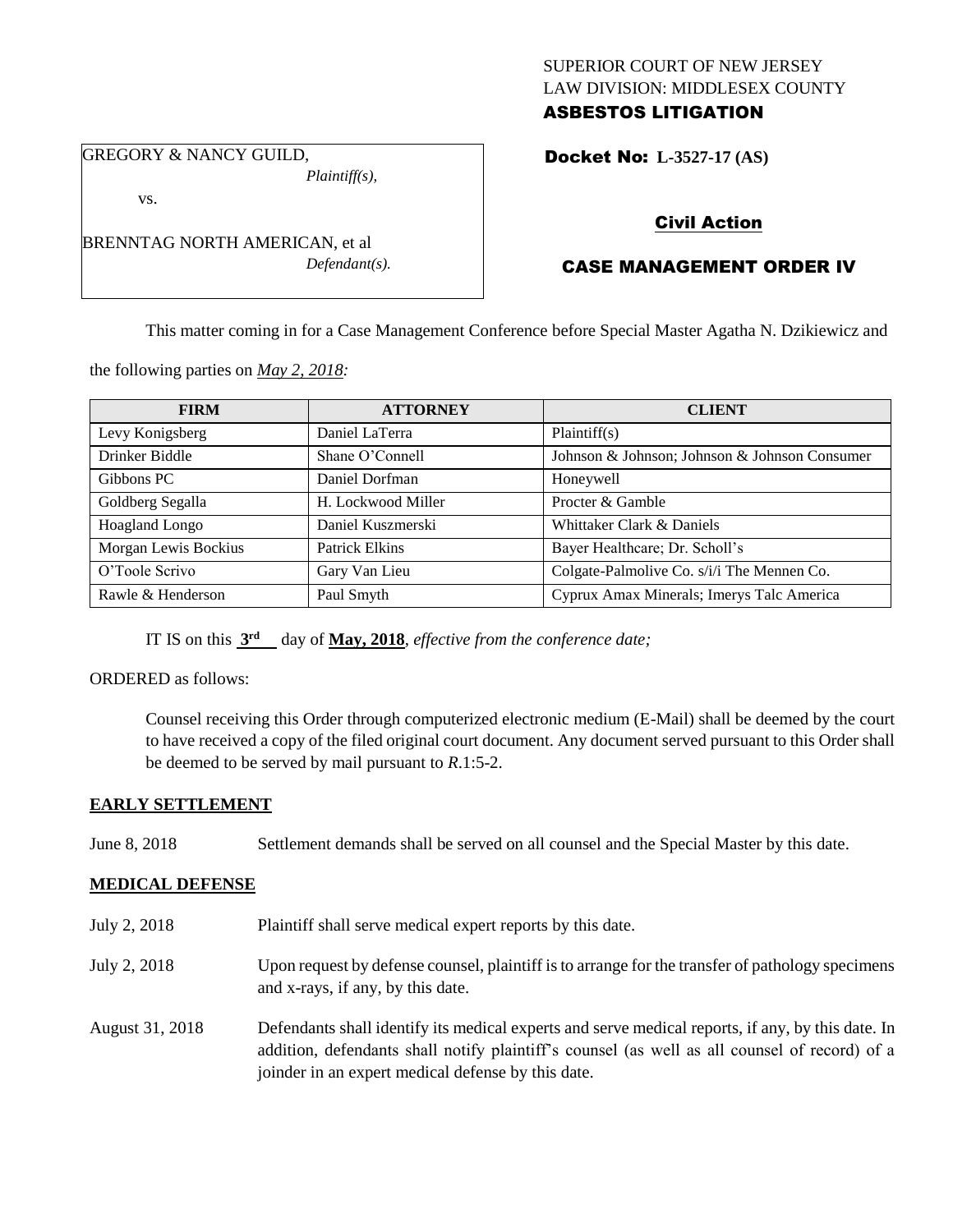SUPERIOR COURT OF NEW JERSEY
LAW DIVISION: MIDDLESEX COUNTY
**ASBESTOS LITIGATION**

GREGORY & NANCY GUILD,
*Plaintiff(s),*

vs.

BRENNTAG NORTH AMERICAN, et al
*Defendant(s).*

**Docket No: L-3527-17 (AS)**

## Civil Action

## CASE MANAGEMENT ORDER IV

This matter coming in for a Case Management Conference before Special Master Agatha N. Dzikiewicz and the following parties on *May 2, 2018:*

| FIRM | ATTORNEY | CLIENT |
|---|---|---|
| Levy Konigsberg | Daniel LaTerra | Plaintiff(s) |
| Drinker Biddle | Shane O'Connell | Johnson & Johnson; Johnson & Johnson Consumer |
| Gibbons PC | Daniel Dorfman | Honeywell |
| Goldberg Segalla | H. Lockwood Miller | Procter & Gamble |
| Hoagland Longo | Daniel Kuszmerski | Whittaker Clark & Daniels |
| Morgan Lewis Bockius | Patrick Elkins | Bayer Healthcare; Dr. Scholl's |
| O'Toole Scrivo | Gary Van Lieu | Colgate-Palmolive Co. s/i/i The Mennen Co. |
| Rawle & Henderson | Paul Smyth | Cyprux Amax Minerals; Imerys Talc America |

IT IS on this **3rd** day of **May, 2018**, *effective from the conference date;*

ORDERED as follows:

Counsel receiving this Order through computerized electronic medium (E-Mail) shall be deemed by the court to have received a copy of the filed original court document. Any document served pursuant to this Order shall be deemed to be served by mail pursuant to *R*.1:5-2.

**EARLY SETTLEMENT**

June 8, 2018 Settlement demands shall be served on all counsel and the Special Master by this date.

**MEDICAL DEFENSE**

July 2, 2018 Plaintiff shall serve medical expert reports by this date.

July 2, 2018 Upon request by defense counsel, plaintiff is to arrange for the transfer of pathology specimens and x-rays, if any, by this date.

August 31, 2018 Defendants shall identify its medical experts and serve medical reports, if any, by this date. In addition, defendants shall notify plaintiff's counsel (as well as all counsel of record) of a joinder in an expert medical defense by this date.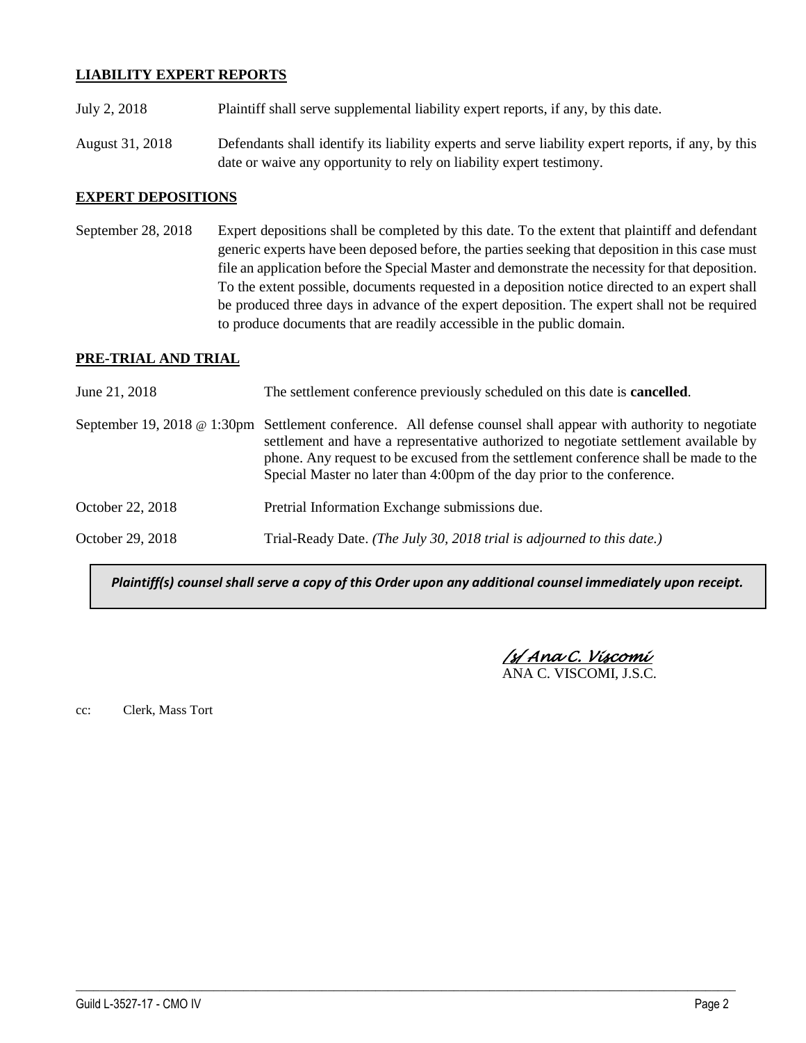**LIABILITY EXPERT REPORTS**

| | |
|---|---|
| July 2, 2018 | Plaintiff shall serve supplemental liability expert reports, if any, by this date. |
| August 31, 2018 | Defendants shall identify its liability experts and serve liability expert reports, if any, by this date or waive any opportunity to rely on liability expert testimony. |

**EXPERT DEPOSITIONS**

| | |
|---|---|
| September 28, 2018 | Expert depositions shall be completed by this date. To the extent that plaintiff and defendant generic experts have been deposed before, the parties seeking that deposition in this case must file an application before the Special Master and demonstrate the necessity for that deposition. To the extent possible, documents requested in a deposition notice directed to an expert shall be produced three days in advance of the expert deposition. The expert shall not be required to produce documents that are readily accessible in the public domain. |

**PRE-TRIAL AND TRIAL**

| | |
|---|---|
| June 21, 2018 | The settlement conference previously scheduled on this date is **cancelled**. |
| September 19, 2018 @ 1:30pm | Settlement conference. All defense counsel shall appear with authority to negotiate settlement and have a representative authorized to negotiate settlement available by phone. Any request to be excused from the settlement conference shall be made to the Special Master no later than 4:00pm of the day prior to the conference. |
| October 22, 2018 | Pretrial Information Exchange submissions due. |
| October 29, 2018 | Trial-Ready Date. *(The July 30, 2018 trial is adjourned to this date.)* |

***Plaintiff(s) counsel shall serve a copy of this Order upon any additional counsel immediately upon receipt.***

*/s/ Ana C. Viscomi*
ANA C. VISCOMI, J.S.C.

cc: Clerk, Mass Tort